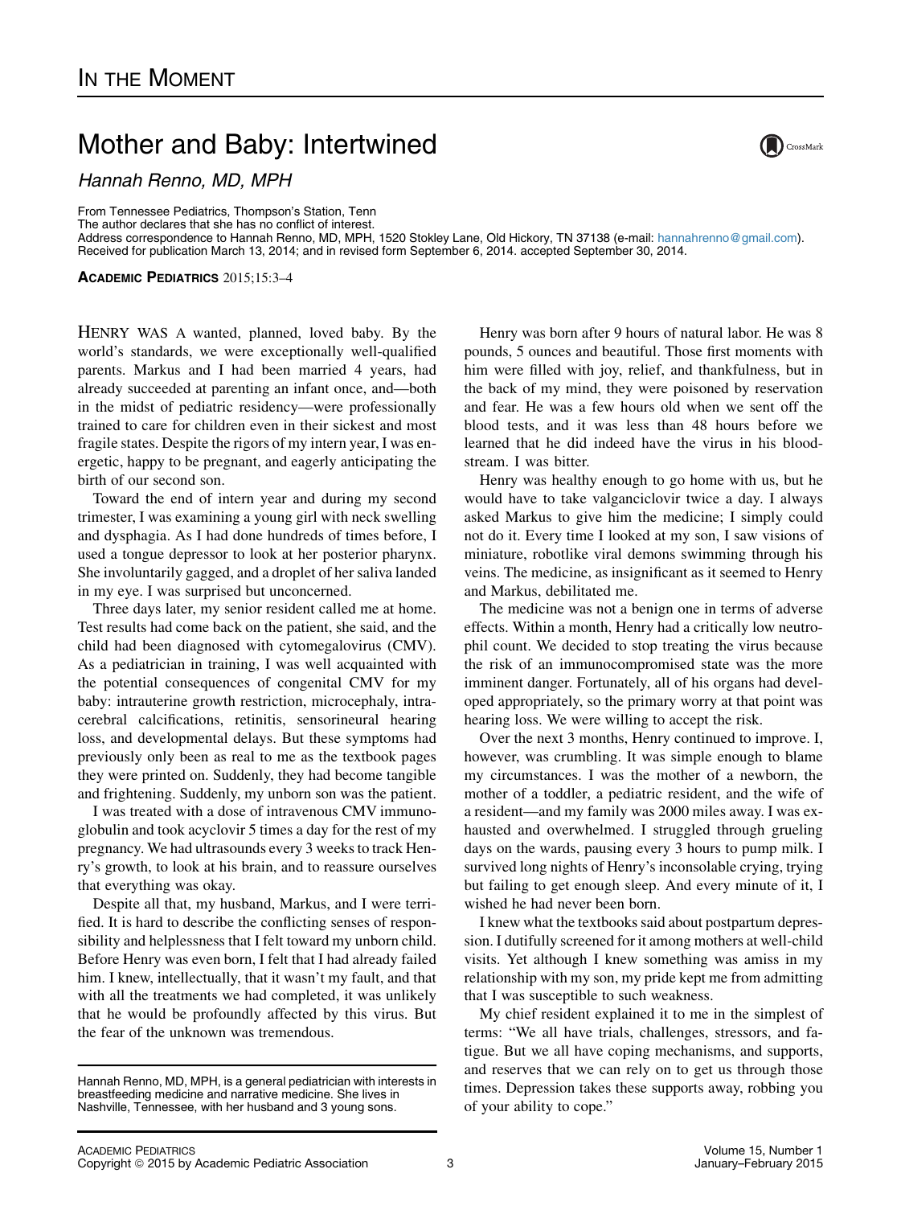## In the Moment

# Mother and Baby: Intertwined

*Hannah Renno, MD, MPH*

From Tennessee Pediatrics, Thompson's Station, Tenn
The author declares that she has no conflict of interest.
Address correspondence to Hannah Renno, MD, MPH, 1520 Stokley Lane, Old Hickory, TN 37138 (e-mail: hannahrenno@gmail.com).
Received for publication March 13, 2014; and in revised form September 6, 2014. accepted September 30, 2014.

**Academic Pediatrics** 2015;15:3–4

Henry was a wanted, planned, loved baby. By the world's standards, we were exceptionally well-qualified parents. Markus and I had been married 4 years, had already succeeded at parenting an infant once, and—both in the midst of pediatric residency—were professionally trained to care for children even in their sickest and most fragile states. Despite the rigors of my intern year, I was energetic, happy to be pregnant, and eagerly anticipating the birth of our second son.

Toward the end of intern year and during my second trimester, I was examining a young girl with neck swelling and dysphagia. As I had done hundreds of times before, I used a tongue depressor to look at her posterior pharynx. She involuntarily gagged, and a droplet of her saliva landed in my eye. I was surprised but unconcerned.

Three days later, my senior resident called me at home. Test results had come back on the patient, she said, and the child had been diagnosed with cytomegalovirus (CMV). As a pediatrician in training, I was well acquainted with the potential consequences of congenital CMV for my baby: intrauterine growth restriction, microcephaly, intracerebral calcifications, retinitis, sensorineural hearing loss, and developmental delays. But these symptoms had previously only been as real to me as the textbook pages they were printed on. Suddenly, they had become tangible and frightening. Suddenly, my unborn son was the patient.

I was treated with a dose of intravenous CMV immunoglobulin and took acyclovir 5 times a day for the rest of my pregnancy. We had ultrasounds every 3 weeks to track Henry's growth, to look at his brain, and to reassure ourselves that everything was okay.

Despite all that, my husband, Markus, and I were terrified. It is hard to describe the conflicting senses of responsibility and helplessness that I felt toward my unborn child. Before Henry was even born, I felt that I had already failed him. I knew, intellectually, that it wasn't my fault, and that with all the treatments we had completed, it was unlikely that he would be profoundly affected by this virus. But the fear of the unknown was tremendous.

Henry was born after 9 hours of natural labor. He was 8 pounds, 5 ounces and beautiful. Those first moments with him were filled with joy, relief, and thankfulness, but in the back of my mind, they were poisoned by reservation and fear. He was a few hours old when we sent off the blood tests, and it was less than 48 hours before we learned that he did indeed have the virus in his bloodstream. I was bitter.

Henry was healthy enough to go home with us, but he would have to take valganciclovir twice a day. I always asked Markus to give him the medicine; I simply could not do it. Every time I looked at my son, I saw visions of miniature, robotlike viral demons swimming through his veins. The medicine, as insignificant as it seemed to Henry and Markus, debilitated me.

The medicine was not a benign one in terms of adverse effects. Within a month, Henry had a critically low neutrophil count. We decided to stop treating the virus because the risk of an immunocompromised state was the more imminent danger. Fortunately, all of his organs had developed appropriately, so the primary worry at that point was hearing loss. We were willing to accept the risk.

Over the next 3 months, Henry continued to improve. I, however, was crumbling. It was simple enough to blame my circumstances. I was the mother of a newborn, the mother of a toddler, a pediatric resident, and the wife of a resident—and my family was 2000 miles away. I was exhausted and overwhelmed. I struggled through grueling days on the wards, pausing every 3 hours to pump milk. I survived long nights of Henry's inconsolable crying, trying but failing to get enough sleep. And every minute of it, I wished he had never been born.

I knew what the textbooks said about postpartum depression. I dutifully screened for it among mothers at well-child visits. Yet although I knew something was amiss in my relationship with my son, my pride kept me from admitting that I was susceptible to such weakness.

My chief resident explained it to me in the simplest of terms: "We all have trials, challenges, stressors, and fatigue. But we all have coping mechanisms, and supports, and reserves that we can rely on to get us through those times. Depression takes these supports away, robbing you of your ability to cope."

Hannah Renno, MD, MPH, is a general pediatrician with interests in breastfeeding medicine and narrative medicine. She lives in Nashville, Tennessee, with her husband and 3 young sons.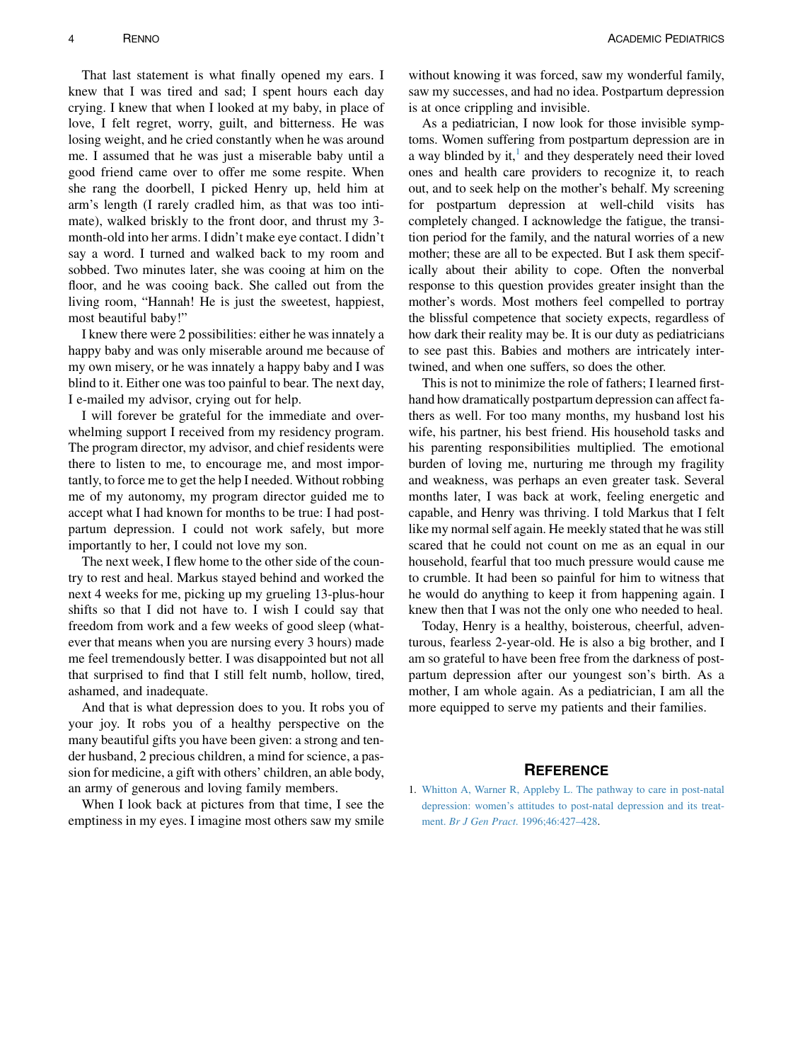That last statement is what finally opened my ears. I knew that I was tired and sad; I spent hours each day crying. I knew that when I looked at my baby, in place of love, I felt regret, worry, guilt, and bitterness. He was losing weight, and he cried constantly when he was around me. I assumed that he was just a miserable baby until a good friend came over to offer me some respite. When she rang the doorbell, I picked Henry up, held him at arm's length (I rarely cradled him, as that was too intimate), walked briskly to the front door, and thrust my 3-month-old into her arms. I didn't make eye contact. I didn't say a word. I turned and walked back to my room and sobbed. Two minutes later, she was cooing at him on the floor, and he was cooing back. She called out from the living room, "Hannah! He is just the sweetest, happiest, most beautiful baby!"

I knew there were 2 possibilities: either he was innately a happy baby and was only miserable around me because of my own misery, or he was innately a happy baby and I was blind to it. Either one was too painful to bear. The next day, I e-mailed my advisor, crying out for help.

I will forever be grateful for the immediate and overwhelming support I received from my residency program. The program director, my advisor, and chief residents were there to listen to me, to encourage me, and most importantly, to force me to get the help I needed. Without robbing me of my autonomy, my program director guided me to accept what I had known for months to be true: I had postpartum depression. I could not work safely, but more importantly to her, I could not love my son.

The next week, I flew home to the other side of the country to rest and heal. Markus stayed behind and worked the next 4 weeks for me, picking up my grueling 13-plus-hour shifts so that I did not have to. I wish I could say that freedom from work and a few weeks of good sleep (whatever that means when you are nursing every 3 hours) made me feel tremendously better. I was disappointed but not all that surprised to find that I still felt numb, hollow, tired, ashamed, and inadequate.

And that is what depression does to you. It robs you of your joy. It robs you of a healthy perspective on the many beautiful gifts you have been given: a strong and tender husband, 2 precious children, a mind for science, a passion for medicine, a gift with others' children, an able body, an army of generous and loving family members.

When I look back at pictures from that time, I see the emptiness in my eyes. I imagine most others saw my smile without knowing it was forced, saw my wonderful family, saw my successes, and had no idea. Postpartum depression is at once crippling and invisible.

As a pediatrician, I now look for those invisible symptoms. Women suffering from postpartum depression are in a way blinded by it,[1] and they desperately need their loved ones and health care providers to recognize it, to reach out, and to seek help on the mother's behalf. My screening for postpartum depression at well-child visits has completely changed. I acknowledge the fatigue, the transition period for the family, and the natural worries of a new mother; these are all to be expected. But I ask them specifically about their ability to cope. Often the nonverbal response to this question provides greater insight than the mother's words. Most mothers feel compelled to portray the blissful competence that society expects, regardless of how dark their reality may be. It is our duty as pediatricians to see past this. Babies and mothers are intricately intertwined, and when one suffers, so does the other.

This is not to minimize the role of fathers; I learned firsthand how dramatically postpartum depression can affect fathers as well. For too many months, my husband lost his wife, his partner, his best friend. His household tasks and his parenting responsibilities multiplied. The emotional burden of loving me, nurturing me through my fragility and weakness, was perhaps an even greater task. Several months later, I was back at work, feeling energetic and capable, and Henry was thriving. I told Markus that I felt like my normal self again. He meekly stated that he was still scared that he could not count on me as an equal in our household, fearful that too much pressure would cause me to crumble. It had been so painful for him to witness that he would do anything to keep it from happening again. I knew then that I was not the only one who needed to heal.

Today, Henry is a healthy, boisterous, cheerful, adventurous, fearless 2-year-old. He is also a big brother, and I am so grateful to have been free from the darkness of postpartum depression after our youngest son's birth. As a mother, I am whole again. As a pediatrician, I am all the more equipped to serve my patients and their families.

## Reference

1. Whitton A, Warner R, Appleby L. The pathway to care in post-natal depression: women's attitudes to post-natal depression and its treatment. *Br J Gen Pract*. 1996;46:427–428.